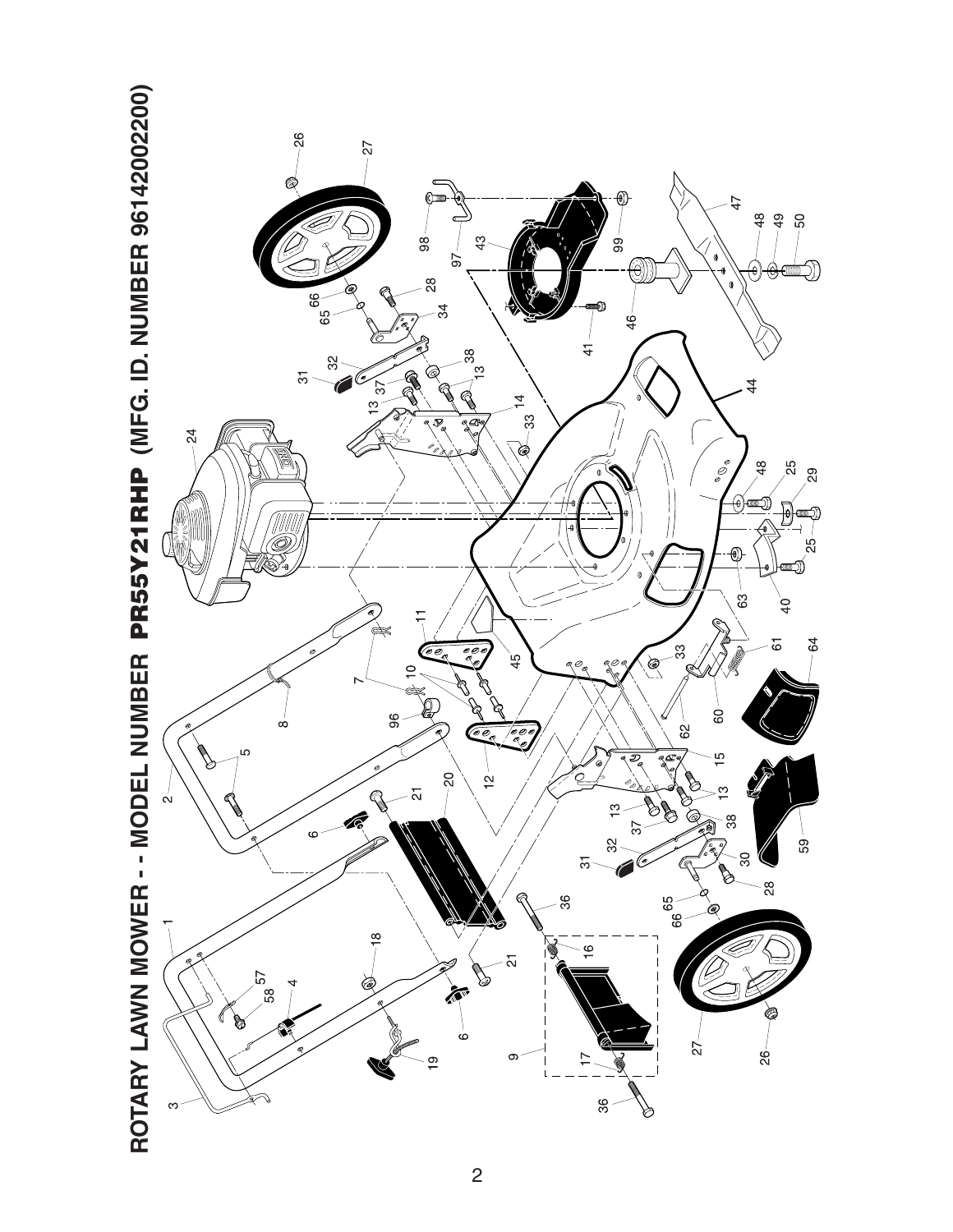# ROTARY LAWN MOWER - - MODEL NUMBER PR55Y21RHP (MFG. ID. NUMBER 96142002200)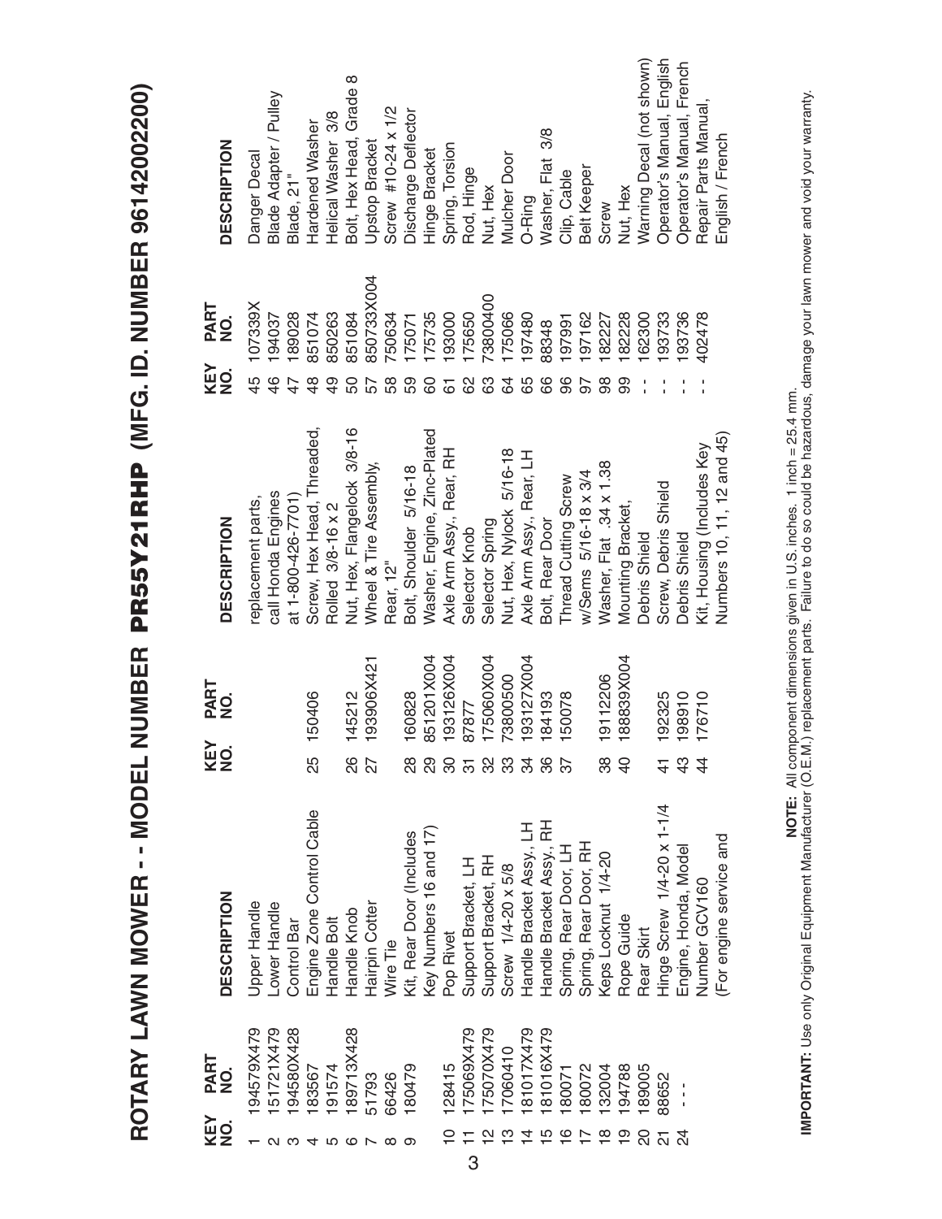# ROTARY LAWN MOWER - - MODEL NUMBER PR55Y21RHP (MFG. ID. NUMBER 96142002200)

| KEY NO. | PART NO. | DESCRIPTION |
|---|---|---|
| 1 | 194579X479 | Upper Handle |
| 2 | 151721X479 | Lower Handle |
| 3 | 194580X428 | Control Bar |
| 4 | 183567 | Engine Zone Control Cable |
| 5 | 191574 | Handle Bolt |
| 6 | 189713X428 | Handle Knob |
| 7 | 51793 | Hairpin Cotter |
| 8 | 66426 | Wire Tie |
| 9 | 180479 | Kit, Rear Door (Includes Key Numbers 16 and 17) |
| 10 | 128415 | Pop Rivet |
| 11 | 175069X479 | Support Bracket, LH |
| 12 | 175070X479 | Support Bracket, RH |
| 13 | 17060410 | Screw 1/4-20 x 5/8 |
| 14 | 181017X479 | Handle Bracket Assy., LH |
| 15 | 181016X479 | Handle Bracket Assy., RH |
| 16 | 180071 | Spring, Rear Door, LH |
| 17 | 180072 | Spring, Rear Door, RH |
| 18 | 132004 | Keps Locknut 1/4-20 |
| 19 | 194788 | Rope Guide |
| 20 | 189005 | Rear Skirt |
| 21 | 88652 | Hinge Screw 1/4-20 x 1-1/4 |
| 24 | - - | Engine, Honda, Model Number GCV160 (For engine service and replacement parts, call Honda Engines at 1-800-426-7701) |
| 25 | 150406 | Screw, Hex Head, Threaded, Rolled 3/8-16 x 2 |
| 26 | 145212 | Nut, Hex, Flangelock 3/8-16 |
| 27 | 193906X421 | Wheel & Tire Assembly, Rear, 12" |
| 28 | 160828 | Bolt, Shoulder 5/16-18 |
| 29 | 851201X004 | Washer, Engine, Zinc-Plated |
| 30 | 193126X004 | Axle Arm Assy., Rear, RH |
| 31 | 87877 | Selector Knob |
| 32 | 175060X004 | Selector Spring |
| 33 | 73800500 | Nut, Hex, Nylock 5/16-18 |
| 34 | 193127X004 | Axle Arm Assy., Rear, LH |
| 36 | 184193 | Bolt, Rear Door |
| 37 | 150078 | Thread Cutting Screw w/Sems 5/16-18 x 3/4 |
| 38 | 19112206 | Washer, Flat .34 x 1.38 |
| 40 | 188839X004 | Mounting Bracket, Debris Shield |
| 41 | 192325 | Screw, Debris Shield |
| 43 | 198910 | Debris Shield |
| 44 | 176710 | Kit, Housing (Includes Key Numbers 10, 11, 12 and 45) |
| 45 | 107339X | Danger Decal |
| 46 | 194037 | Blade Adapter / Pulley |
| 47 | 189028 | Blade, 21" |
| 48 | 851074 | Hardened Washer |
| 49 | 850263 | Helical Washer 3/8 |
| 50 | 851084 | Bolt, Hex Head, Grade 8 |
| 57 | 850733X004 | Upstop Bracket |
| 58 | 750634 | Screw #10-24 x 1/2 |
| 59 | 175071 | Discharge Deflector |
| 60 | 175735 | Hinge Bracket |
| 61 | 193000 | Spring, Torsion |
| 62 | 175650 | Rod, Hinge |
| 63 | 73800400 | Nut, Hex |
| 64 | 175066 | Mulcher Door |
| 65 | 197480 | O-Ring |
| 66 | 88348 | Washer, Flat 3/8 |
| 96 | 197991 | Clip, Cable |
| 97 | 197162 | Belt Keeper |
| 98 | 182227 | Screw |
| 99 | 182228 | Nut, Hex |
| - - | 162300 | Warning Decal (not shown) |
| - - | 193733 | Operator's Manual, English |
| - - | 193736 | Operator's Manual, French |
| - - | 402478 | Repair Parts Manual, English / French |

**NOTE:** All component dimensions given in U.S. inches. 1 inch = 25.4 mm.

**IMPORTANT:** Use only Original Equipment Manufacturer (O.E.M.) replacement parts. Failure to do so could be hazardous, damage your lawn mower and void your warranty.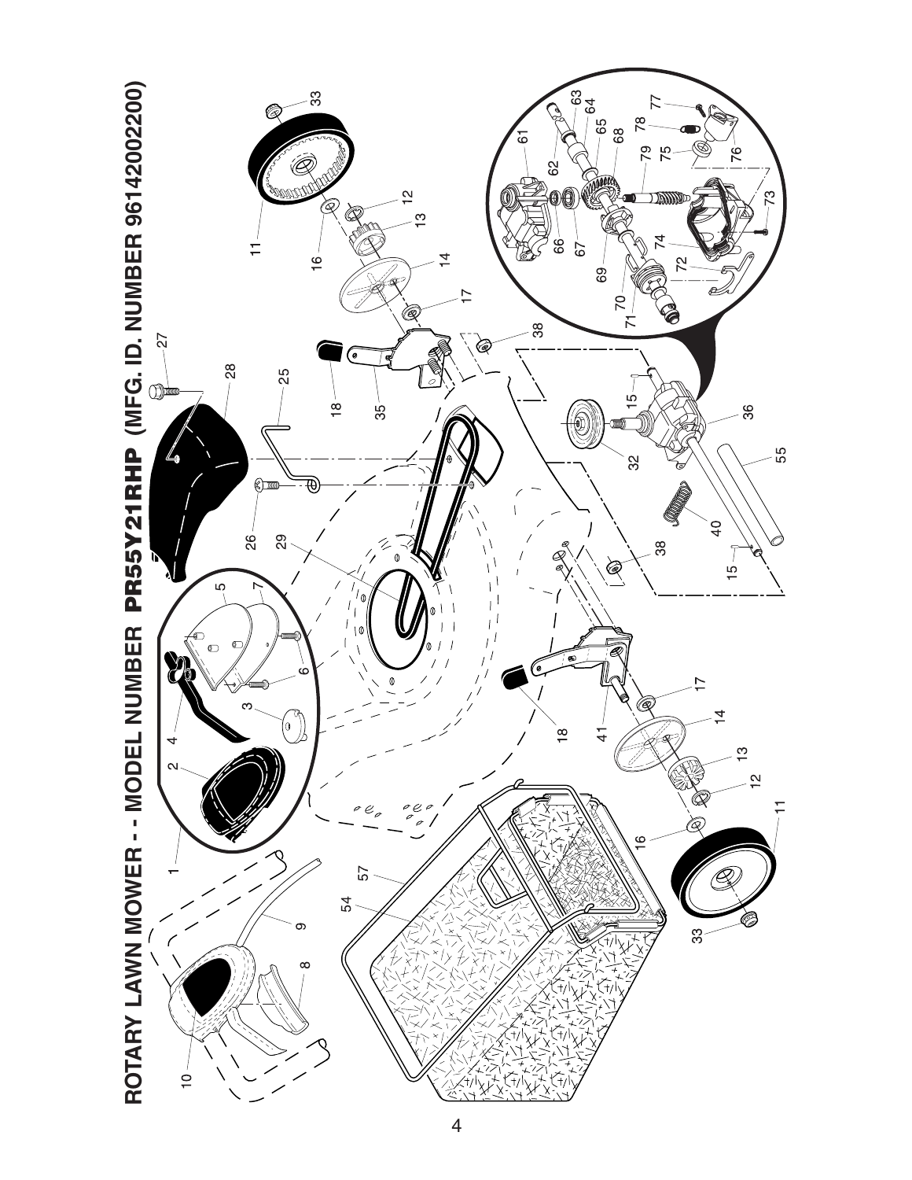# ROTARY LAWN MOWER - - MODEL NUMBER PR55Y21RHP (MFG. ID. NUMBER 96142002200)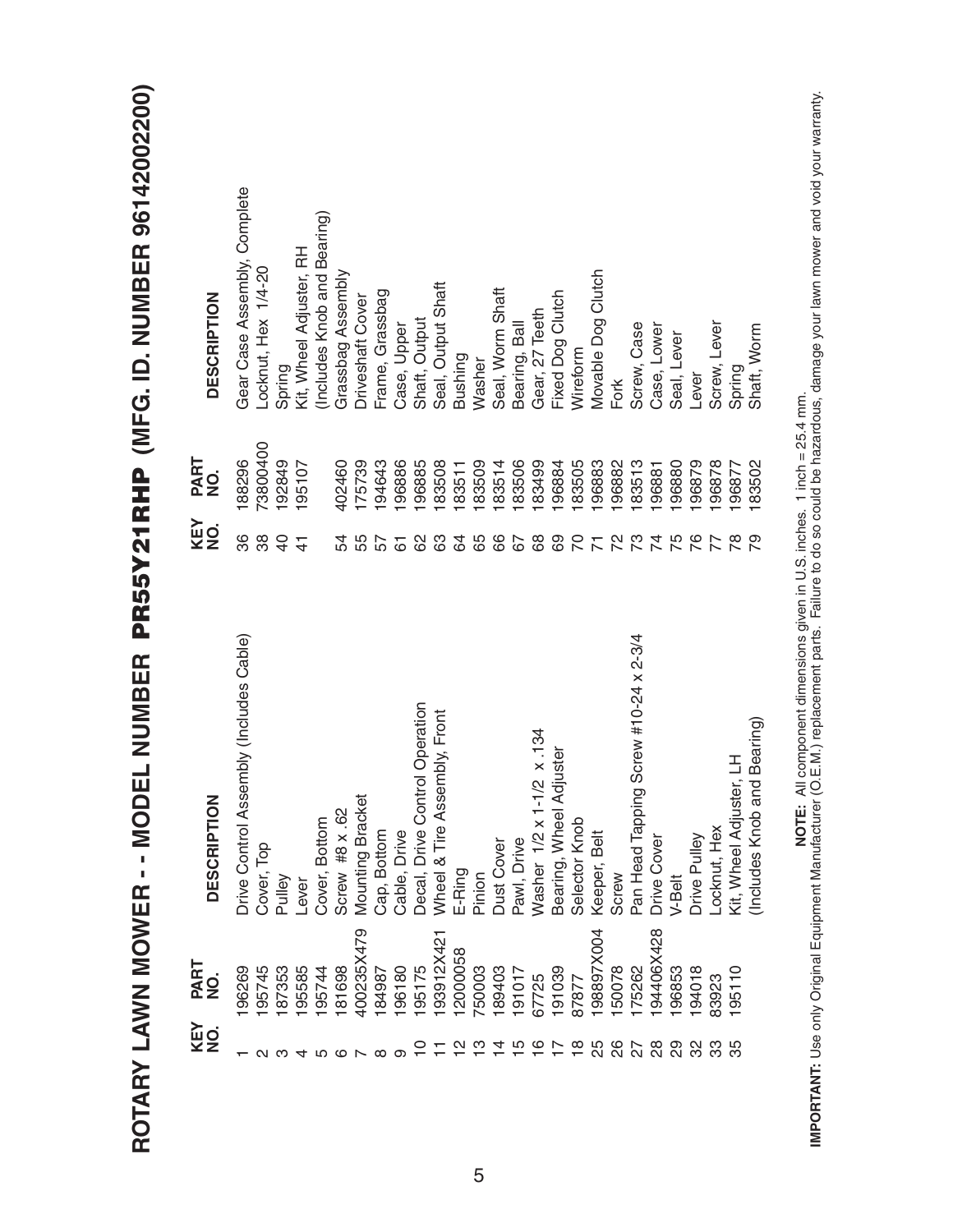# ROTARY LAWN MOWER - - MODEL NUMBER PR55Y21RHP (MFG. ID. NUMBER 96142002200)

| KEY NO. | PART NO. | DESCRIPTION |
|---|---|---|
| 1 | 196269 | Drive Control Assembly (Includes Cable) |
| 2 | 195745 | Cover, Top |
| 3 | 187353 | Pulley |
| 4 | 195585 | Lever |
| 5 | 195744 | Cover, Bottom |
| 6 | 181698 | Screw #8 x .62 |
| 7 | 400235X479 | Mounting Bracket |
| 8 | 184987 | Cap, Bottom |
| 9 | 196180 | Cable, Drive |
| 10 | 195175 | Decal, Drive Control Operation |
| 11 | 193912X421 | Wheel & Tire Assembly, Front |
| 12 | 12000058 | E-Ring |
| 13 | 750003 | Pinion |
| 14 | 189403 | Dust Cover |
| 15 | 191017 | Pawl, Drive |
| 16 | 67725 | Washer 1/2 x 1-1/2 x .134 |
| 17 | 191039 | Bearing, Wheel Adjuster |
| 18 | 87877 | Selector Knob |
| 25 | 198897X004 | Keeper, Belt |
| 26 | 150078 | Screw |
| 27 | 175262 | Pan Head Tapping Screw #10-24 x 2-3/4 |
| 28 | 194406X428 | Drive Cover |
| 29 | 196853 | V-Belt |
| 32 | 194018 | Drive Pulley |
| 33 | 83923 | Locknut, Hex |
| 35 | 195110 | Kit, Wheel Adjuster, LH (Includes Knob and Bearing) |
| 36 | 188296 | Gear Case Assembly, Complete |
| 38 | 73800400 | Locknut, Hex 1/4-20 |
| 40 | 192849 | Spring |
| 41 | 195107 | Kit, Wheel Adjuster, RH (Includes Knob and Bearing) |
| 54 | 402460 | Grassbag Assembly |
| 55 | 175739 | Driveshaft Cover |
| 57 | 194643 | Frame, Grassbag |
| 61 | 196886 | Case, Upper |
| 62 | 196885 | Shaft, Output |
| 63 | 183508 | Seal, Output Shaft |
| 64 | 183511 | Bushing |
| 65 | 183509 | Washer |
| 66 | 183514 | Seal, Worm Shaft |
| 67 | 183506 | Bearing, Ball |
| 68 | 183499 | Gear, 27 Teeth |
| 69 | 196884 | Fixed Dog Clutch |
| 70 | 183505 | Wireform |
| 71 | 196883 | Movable Dog Clutch |
| 72 | 196882 | Fork |
| 73 | 183513 | Screw, Case |
| 74 | 196881 | Case, Lower |
| 75 | 196880 | Seal, Lever |
| 76 | 196879 | Lever |
| 77 | 196878 | Screw, Lever |
| 78 | 196877 | Spring |
| 79 | 183502 | Shaft, Worm |

**NOTE:** All component dimensions given in U.S. inches. 1 inch = 25.4 mm.

**IMPORTANT:** Use only Original Equipment Manufacturer (O.E.M.) replacement parts. Failure to do so could be hazardous, damage your lawn mower and void your warranty.